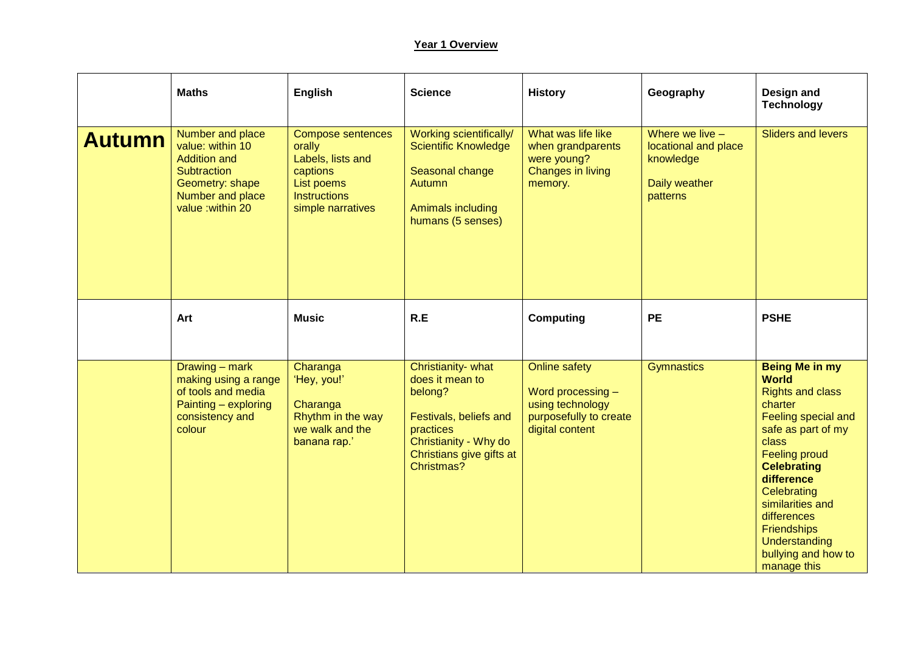**Year 1 Overview**

| | Maths | English | Science | History | Geography | Design and Technology |
|---|---|---|---|---|---|---|
| **Autumn** | Number and place value: within 10<br>Addition and Subtraction<br>Geometry: shape<br>Number and place value :within 20 | Compose sentences orally<br>Labels, lists and captions<br>List poems<br>Instructions<br>simple narratives | Working scientifically/ Scientific Knowledge<br><br>Seasonal change Autumn<br><br>Amimals including humans (5 senses) | What was life like when grandparents were young?<br>Changes in living memory. | Where we live – locational and place knowledge<br><br>Daily weather patterns | Sliders and levers |
| | **Art** | **Music** | **R.E** | **Computing** | **PE** | **PSHE** |
| | Drawing – mark making using a range of tools and media<br>Painting – exploring consistency and colour | Charanga<br>'Hey, you!'<br><br>Charanga<br>Rhythm in the way we walk and the banana rap.' | Christianity- what does it mean to belong?<br><br>Festivals, beliefs and practices<br>Christianity - Why do Christians give gifts at Christmas? | Online safety<br><br>Word processing – using technology purposefully to create digital content | Gymnastics | **Being Me in my World**<br>Rights and class charter<br>Feeling special and safe as part of my class<br>Feeling proud<br>**Celebrating difference**<br>Celebrating similarities and differences<br>Friendships<br>Understanding bullying and how to manage this |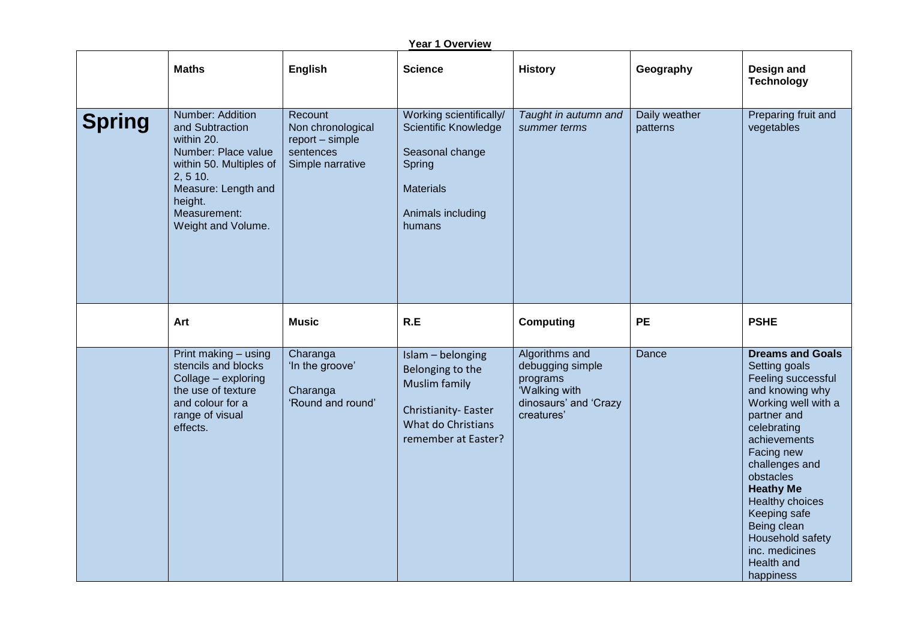**Year 1 Overview**

| | **Maths** | **English** | **Science** | **History** | **Geography** | **Design and Technology** |
|---|---|---|---|---|---|---|
| **Spring** | Number: Addition and Subtraction within 20.<br>Number: Place value within 50. Multiples of 2, 5 10.<br>Measure: Length and height.<br>Measurement: Weight and Volume. | Recount<br>Non chronological report – simple sentences<br>Simple narrative | Working scientifically/ Scientific Knowledge<br><br>Seasonal change Spring<br><br>Materials<br><br>Animals including humans | *Taught in autumn and summer terms* | Daily weather patterns | Preparing fruit and vegetables |
| | **Art** | **Music** | **R.E** | **Computing** | **PE** | **PSHE** |
| | Print making – using stencils and blocks<br>Collage – exploring the use of texture and colour for a range of visual effects. | Charanga 'In the groove'<br><br>Charanga 'Round and round' | Islam – belonging Belonging to the Muslim family<br><br>Christianity- Easter What do Christians remember at Easter? | Algorithms and debugging simple programs 'Walking with dinosaurs' and 'Crazy creatures' | Dance | **Dreams and Goals**<br>Setting goals<br>Feeling successful and knowing why<br>Working well with a partner and celebrating achievements<br>Facing new challenges and obstacles<br>**Heathy Me**<br>Healthy choices<br>Keeping safe<br>Being clean<br>Household safety inc. medicines<br>Health and happiness |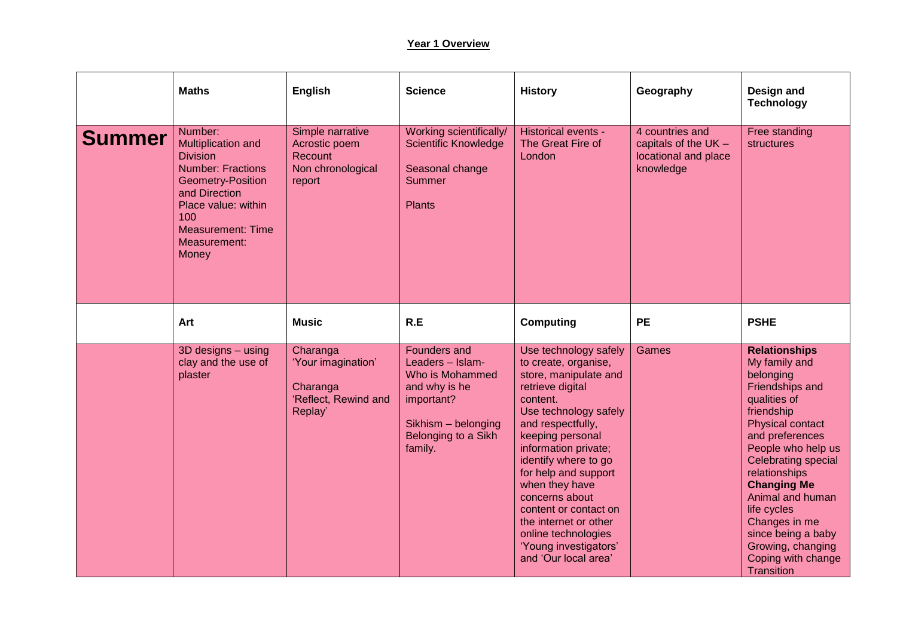**Year 1 Overview**

| | Maths | English | Science | History | Geography | Design and Technology |
|---|---|---|---|---|---|---|
| **Summer** | Number: Multiplication and Division<br>Number: Fractions<br>Geometry-Position and Direction<br>Place value: within 100<br>Measurement: Time<br>Measurement: Money | Simple narrative<br>Acrostic poem<br>Recount<br>Non chronological report | Working scientifically/ Scientific Knowledge<br><br>Seasonal change<br>Summer<br><br>Plants | Historical events - The Great Fire of London | 4 countries and capitals of the UK – locational and place knowledge | Free standing structures |
| | **Art** | **Music** | **R.E** | **Computing** | **PE** | **PSHE** |
| | 3D designs – using clay and the use of plaster | Charanga 'Your imagination'<br><br>Charanga 'Reflect, Rewind and Replay' | Founders and Leaders – Islam- Who is Mohammed and why is he important?<br><br>Sikhism – belonging Belonging to a Sikh family. | Use technology safely to create, organise, store, manipulate and retrieve digital content.<br>Use technology safely and respectfully, keeping personal information private; identify where to go for help and support when they have concerns about content or contact on the internet or other online technologies<br>'Young investigators' and 'Our local area' | Games | **Relationships**<br>My family and belonging<br>Friendships and qualities of friendship<br>Physical contact and preferences<br>People who help us<br>Celebrating special relationships<br>**Changing Me**<br>Animal and human life cycles<br>Changes in me since being a baby<br>Growing, changing<br>Coping with change<br>Transition |